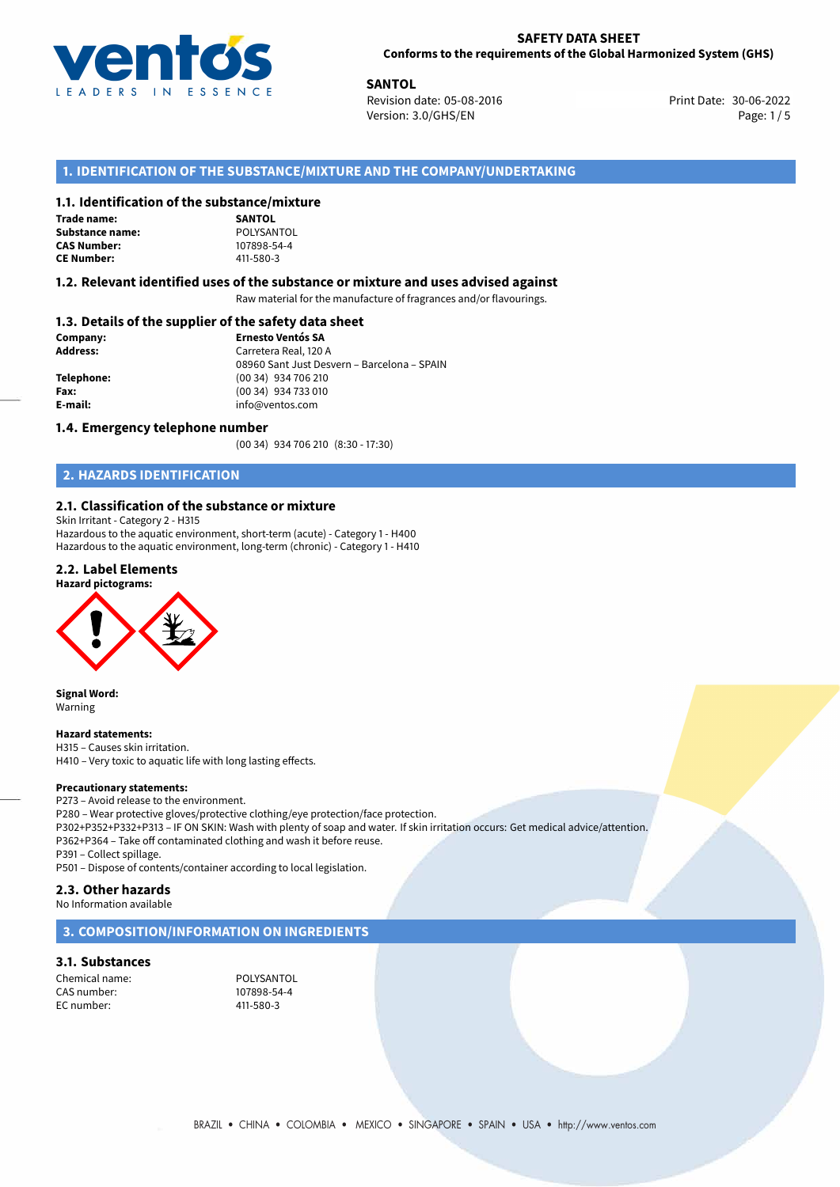# SAFETY DATA SHEET
**Conforms to the requirements of the Global Harmonized System (GHS)**

**SANTOL**
Revision date: 05-08-2016
Version: 3.0/GHS/EN
Print Date: 30-06-2022

## 1. IDENTIFICATION OF THE SUBSTANCE/MIXTURE AND THE COMPANY/UNDERTAKING

### 1.1. Identification of the substance/mixture

**Trade name:** SANTOL
**Substance name:** POLYSANTOL
**CAS Number:** 107898-54-4
**CE Number:** 411-580-3

### 1.2. Relevant identified uses of the substance or mixture and uses advised against

Raw material for the manufacture of fragrances and/or flavourings.

### 1.3. Details of the supplier of the safety data sheet

**Company:** Ernesto Ventós SA
**Address:** Carretera Real, 120 A
08960 Sant Just Desvern – Barcelona – SPAIN
**Telephone:** (00 34) 934 706 210
**Fax:** (00 34) 934 733 010
**E-mail:** info@ventos.com

### 1.4. Emergency telephone number

(00 34) 934 706 210 (8:30 - 17:30)

## 2. HAZARDS IDENTIFICATION

### 2.1. Classification of the substance or mixture

Skin Irritant - Category 2 - H315
Hazardous to the aquatic environment, short-term (acute) - Category 1 - H400
Hazardous to the aquatic environment, long-term (chronic) - Category 1 - H410

### 2.2. Label Elements

**Hazard pictograms:**

**Signal Word:**
Warning

**Hazard statements:**
H315 – Causes skin irritation.
H410 – Very toxic to aquatic life with long lasting effects.

**Precautionary statements:**
P273 – Avoid release to the environment.
P280 – Wear protective gloves/protective clothing/eye protection/face protection.
P302+P352+P332+P313 – IF ON SKIN: Wash with plenty of soap and water. If skin irritation occurs: Get medical advice/attention.
P362+P364 – Take off contaminated clothing and wash it before reuse.
P391 – Collect spillage.
P501 – Dispose of contents/container according to local legislation.

### 2.3. Other hazards

No Information available

## 3. COMPOSITION/INFORMATION ON INGREDIENTS

### 3.1. Substances

Chemical name: POLYSANTOL
CAS number: 107898-54-4
EC number: 411-580-3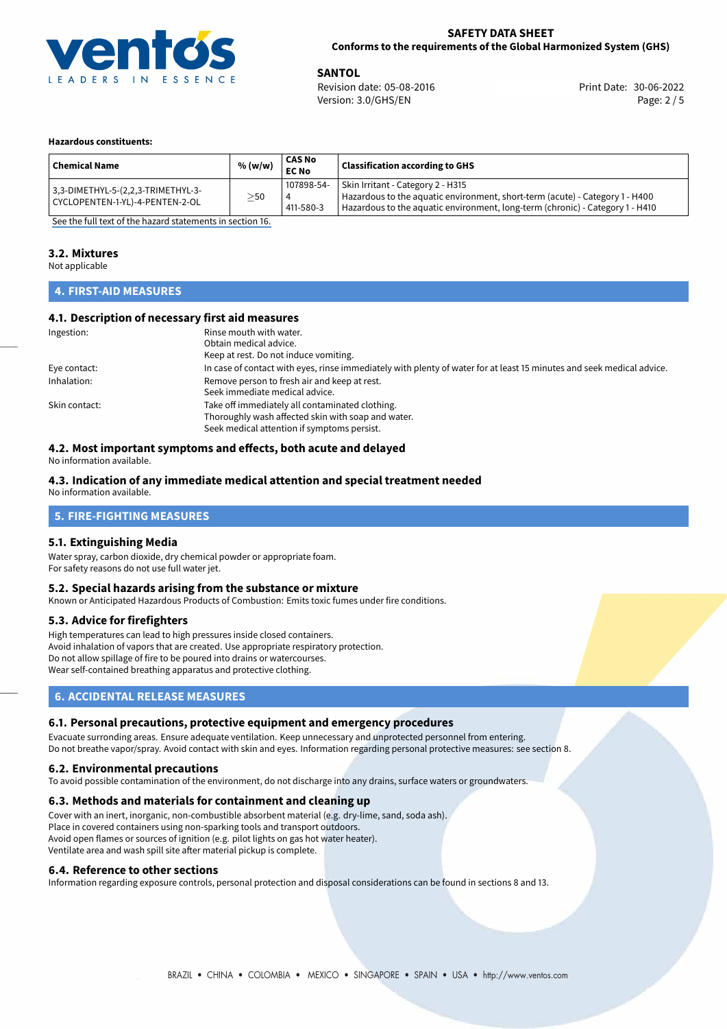#### Hazardous constituents:

| Chemical Name | % (w/w) | CAS No EC No | Classification according to GHS |
|---|---|---|---|
| 3,3-DIMETHYL-5-(2,2,3-TRIMETHYL-3-CYCLOPENTEN-1-YL)-4-PENTEN-2-OL | ≥50 | 107898-54-4 411-580-3 | Skin Irritant - Category 2 - H315 Hazardous to the aquatic environment, short-term (acute) - Category 1 - H400 Hazardous to the aquatic environment, long-term (chronic) - Category 1 - H410 |

See the full text of the hazard statements in section 16.

### 3.2. Mixtures

Not applicable

## 4. FIRST-AID MEASURES

### 4.1. Description of necessary first aid measures

| | |
|---|---|
| Ingestion: | Rinse mouth with water. Obtain medical advice. Keep at rest. Do not induce vomiting. |
| Eye contact: | In case of contact with eyes, rinse immediately with plenty of water for at least 15 minutes and seek medical advice. |
| Inhalation: | Remove person to fresh air and keep at rest. Seek immediate medical advice. |
| Skin contact: | Take off immediately all contaminated clothing. Thoroughly wash affected skin with soap and water. Seek medical attention if symptoms persist. |

### 4.2. Most important symptoms and effects, both acute and delayed

No information available.

### 4.3. Indication of any immediate medical attention and special treatment needed

No information available.

## 5. FIRE-FIGHTING MEASURES

### 5.1. Extinguishing Media

Water spray, carbon dioxide, dry chemical powder or appropriate foam.
For safety reasons do not use full water jet.

### 5.2. Special hazards arising from the substance or mixture

Known or Anticipated Hazardous Products of Combustion: Emits toxic fumes under fire conditions.

### 5.3. Advice for firefighters

High temperatures can lead to high pressures inside closed containers.
Avoid inhalation of vapors that are created. Use appropriate respiratory protection.
Do not allow spillage of fire to be poured into drains or watercourses.
Wear self-contained breathing apparatus and protective clothing.

## 6. ACCIDENTAL RELEASE MEASURES

### 6.1. Personal precautions, protective equipment and emergency procedures

Evacuate surronding areas. Ensure adequate ventilation. Keep unnecessary and unprotected personnel from entering.
Do not breathe vapor/spray. Avoid contact with skin and eyes. Information regarding personal protective measures: see section 8.

### 6.2. Environmental precautions

To avoid possible contamination of the environment, do not discharge into any drains, surface waters or groundwaters.

### 6.3. Methods and materials for containment and cleaning up

Cover with an inert, inorganic, non-combustible absorbent material (e.g. dry-lime, sand, soda ash).
Place in covered containers using non-sparking tools and transport outdoors.
Avoid open flames or sources of ignition (e.g. pilot lights on gas hot water heater).
Ventilate area and wash spill site after material pickup is complete.

### 6.4. Reference to other sections

Information regarding exposure controls, personal protection and disposal considerations can be found in sections 8 and 13.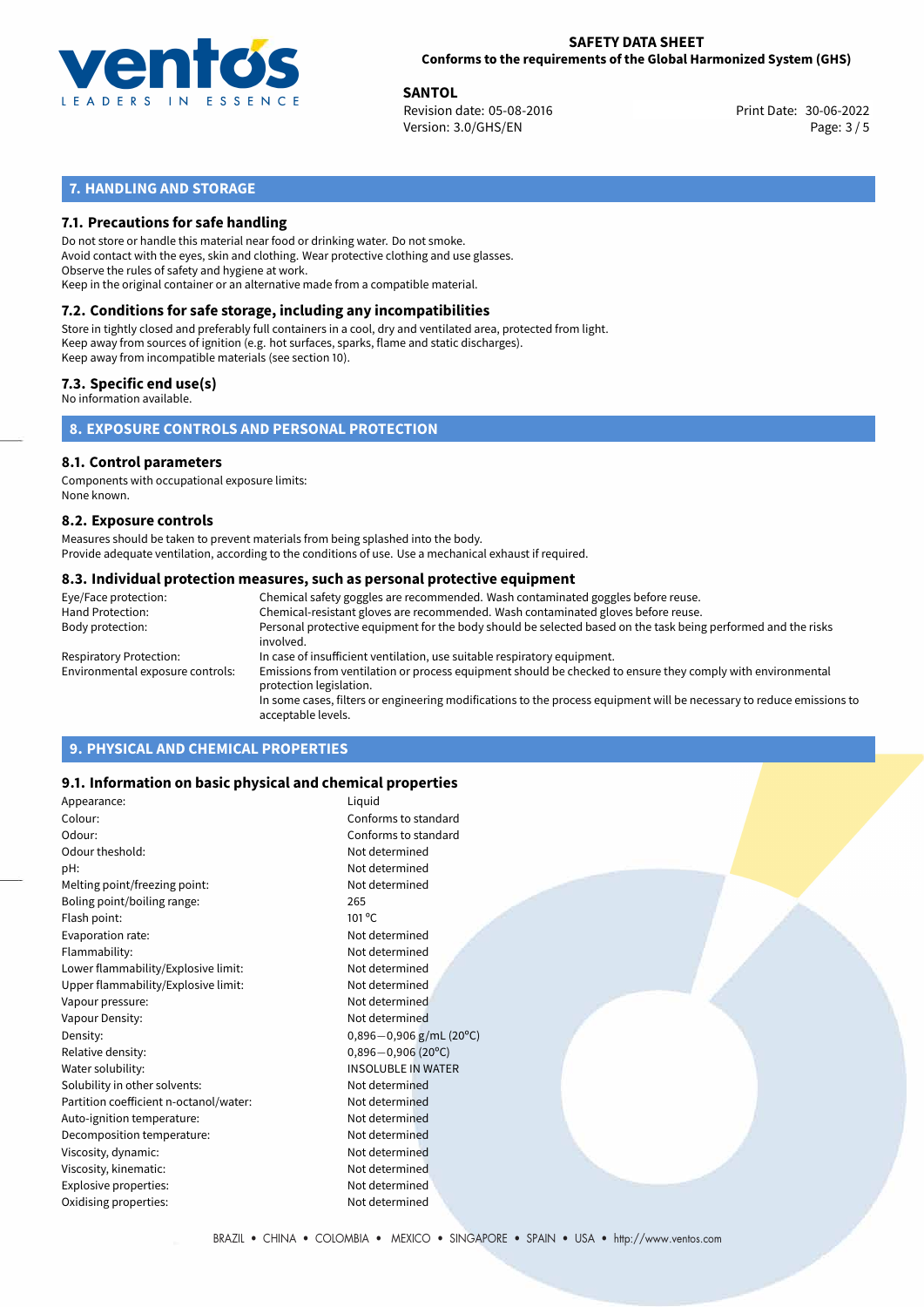## 7. HANDLING AND STORAGE

### 7.1. Precautions for safe handling

Do not store or handle this material near food or drinking water. Do not smoke.
Avoid contact with the eyes, skin and clothing. Wear protective clothing and use glasses.
Observe the rules of safety and hygiene at work.
Keep in the original container or an alternative made from a compatible material.

### 7.2. Conditions for safe storage, including any incompatibilities

Store in tightly closed and preferably full containers in a cool, dry and ventilated area, protected from light.
Keep away from sources of ignition (e.g. hot surfaces, sparks, flame and static discharges).
Keep away from incompatible materials (see section 10).

### 7.3. Specific end use(s)

No information available.

## 8. EXPOSURE CONTROLS AND PERSONAL PROTECTION

### 8.1. Control parameters

Components with occupational exposure limits:
None known.

### 8.2. Exposure controls

Measures should be taken to prevent materials from being splashed into the body.
Provide adequate ventilation, according to the conditions of use. Use a mechanical exhaust if required.

### 8.3. Individual protection measures, such as personal protective equipment

| | |
|---|---|
| Eye/Face protection: | Chemical safety goggles are recommended. Wash contaminated goggles before reuse. |
| Hand Protection: | Chemical-resistant gloves are recommended. Wash contaminated gloves before reuse. |
| Body protection: | Personal protective equipment for the body should be selected based on the task being performed and the risks involved. |
| Respiratory Protection: | In case of insufficient ventilation, use suitable respiratory equipment. |
| Environmental exposure controls: | Emissions from ventilation or process equipment should be checked to ensure they comply with environmental protection legislation. In some cases, filters or engineering modifications to the process equipment will be necessary to reduce emissions to acceptable levels. |

## 9. PHYSICAL AND CHEMICAL PROPERTIES

### 9.1. Information on basic physical and chemical properties

| | |
|---|---|
| Appearance: | Liquid |
| Colour: | Conforms to standard |
| Odour: | Conforms to standard |
| Odour theshold: | Not determined |
| pH: | Not determined |
| Melting point/freezing point: | Not determined |
| Boling point/boiling range: | 265 |
| Flash point: | 101 °C |
| Evaporation rate: | Not determined |
| Flammability: | Not determined |
| Lower flammability/Explosive limit: | Not determined |
| Upper flammability/Explosive limit: | Not determined |
| Vapour pressure: | Not determined |
| Vapour Density: | Not determined |
| Density: | 0,896−0,906 g/mL (20°C) |
| Relative density: | 0,896−0,906 (20°C) |
| Water solubility: | INSOLUBLE IN WATER |
| Solubility in other solvents: | Not determined |
| Partition coefficient n-octanol/water: | Not determined |
| Auto-ignition temperature: | Not determined |
| Decomposition temperature: | Not determined |
| Viscosity, dynamic: | Not determined |
| Viscosity, kinematic: | Not determined |
| Explosive properties: | Not determined |
| Oxidising properties: | Not determined |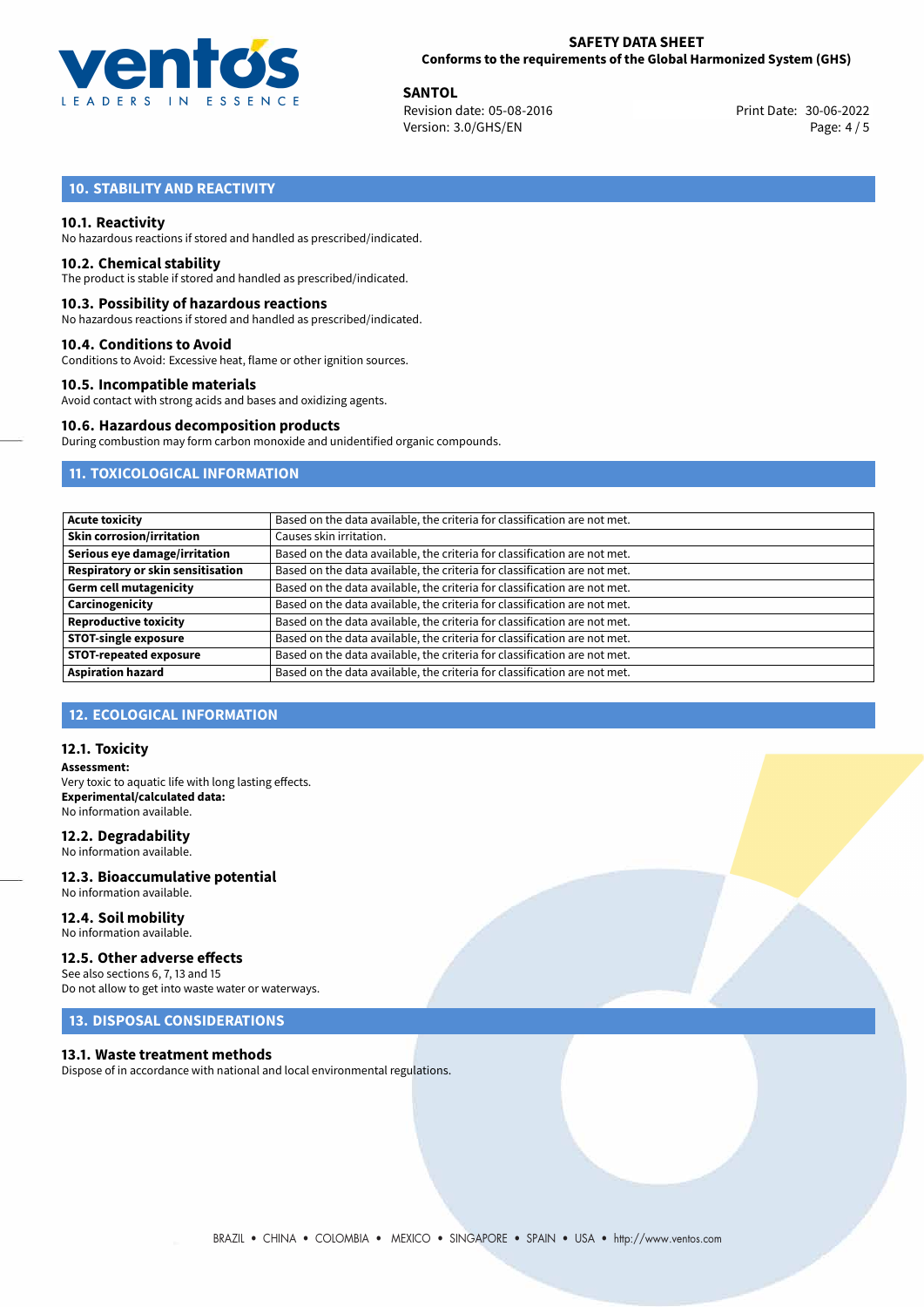## 10. STABILITY AND REACTIVITY

### 10.1. Reactivity
No hazardous reactions if stored and handled as prescribed/indicated.

### 10.2. Chemical stability
The product is stable if stored and handled as prescribed/indicated.

### 10.3. Possibility of hazardous reactions
No hazardous reactions if stored and handled as prescribed/indicated.

### 10.4. Conditions to Avoid
Conditions to Avoid: Excessive heat, flame or other ignition sources.

### 10.5. Incompatible materials
Avoid contact with strong acids and bases and oxidizing agents.

### 10.6. Hazardous decomposition products
During combustion may form carbon monoxide and unidentified organic compounds.

## 11. TOXICOLOGICAL INFORMATION

| | |
|---|---|
| **Acute toxicity** | Based on the data available, the criteria for classification are not met. |
| **Skin corrosion/irritation** | Causes skin irritation. |
| **Serious eye damage/irritation** | Based on the data available, the criteria for classification are not met. |
| **Respiratory or skin sensitisation** | Based on the data available, the criteria for classification are not met. |
| **Germ cell mutagenicity** | Based on the data available, the criteria for classification are not met. |
| **Carcinogenicity** | Based on the data available, the criteria for classification are not met. |
| **Reproductive toxicity** | Based on the data available, the criteria for classification are not met. |
| **STOT-single exposure** | Based on the data available, the criteria for classification are not met. |
| **STOT-repeated exposure** | Based on the data available, the criteria for classification are not met. |
| **Aspiration hazard** | Based on the data available, the criteria for classification are not met. |

## 12. ECOLOGICAL INFORMATION

### 12.1. Toxicity
**Assessment:**
Very toxic to aquatic life with long lasting effects.
**Experimental/calculated data:**
No information available.

### 12.2. Degradability
No information available.

### 12.3. Bioaccumulative potential
No information available.

### 12.4. Soil mobility
No information available.

### 12.5. Other adverse effects
See also sections 6, 7, 13 and 15
Do not allow to get into waste water or waterways.

## 13. DISPOSAL CONSIDERATIONS

### 13.1. Waste treatment methods
Dispose of in accordance with national and local environmental regulations.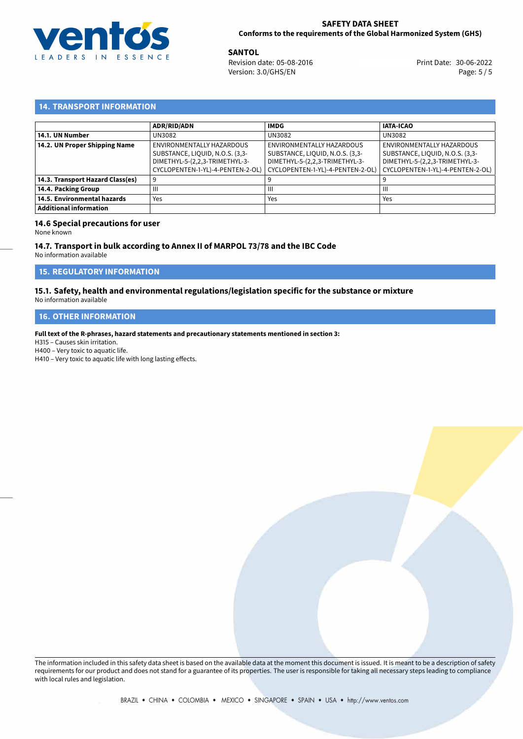## 14. TRANSPORT INFORMATION

| | ADR/RID/ADN | IMDG | IATA-ICAO |
|---|---|---|---|
| **14.1. UN Number** | UN3082 | UN3082 | UN3082 |
| **14.2. UN Proper Shipping Name** | ENVIRONMENTALLY HAZARDOUS SUBSTANCE, LIQUID, N.O.S. (3,3-DIMETHYL-5-(2,2,3-TRIMETHYL-3-CYCLOPENTEN-1-YL)-4-PENTEN-2-OL) | ENVIRONMENTALLY HAZARDOUS SUBSTANCE, LIQUID, N.O.S. (3,3-DIMETHYL-5-(2,2,3-TRIMETHYL-3-CYCLOPENTEN-1-YL)-4-PENTEN-2-OL) | ENVIRONMENTALLY HAZARDOUS SUBSTANCE, LIQUID, N.O.S. (3,3-DIMETHYL-5-(2,2,3-TRIMETHYL-3-CYCLOPENTEN-1-YL)-4-PENTEN-2-OL) |
| **14.3. Transport Hazard Class(es)** | 9 | 9 | 9 |
| **14.4. Packing Group** | III | III | III |
| **14.5. Environmental hazards** | Yes | Yes | Yes |
| **Additional information** | | | |

### 14.6 Special precautions for user

None known

### 14.7. Transport in bulk according to Annex II of MARPOL 73/78 and the IBC Code

No information available

## 15. REGULATORY INFORMATION

### 15.1. Safety, health and environmental regulations/legislation specific for the substance or mixture

No information available

## 16. OTHER INFORMATION

**Full text of the R-phrases, hazard statements and precautionary statements mentioned in section 3:**

H315 – Causes skin irritation.
H400 – Very toxic to aquatic life.
H410 – Very toxic to aquatic life with long lasting effects.

The information included in this safety data sheet is based on the available data at the moment this document is issued. It is meant to be a description of safety requirements for our product and does not stand for a guarantee of its properties. The user is responsible for taking all necessary steps leading to compliance with local rules and legislation.